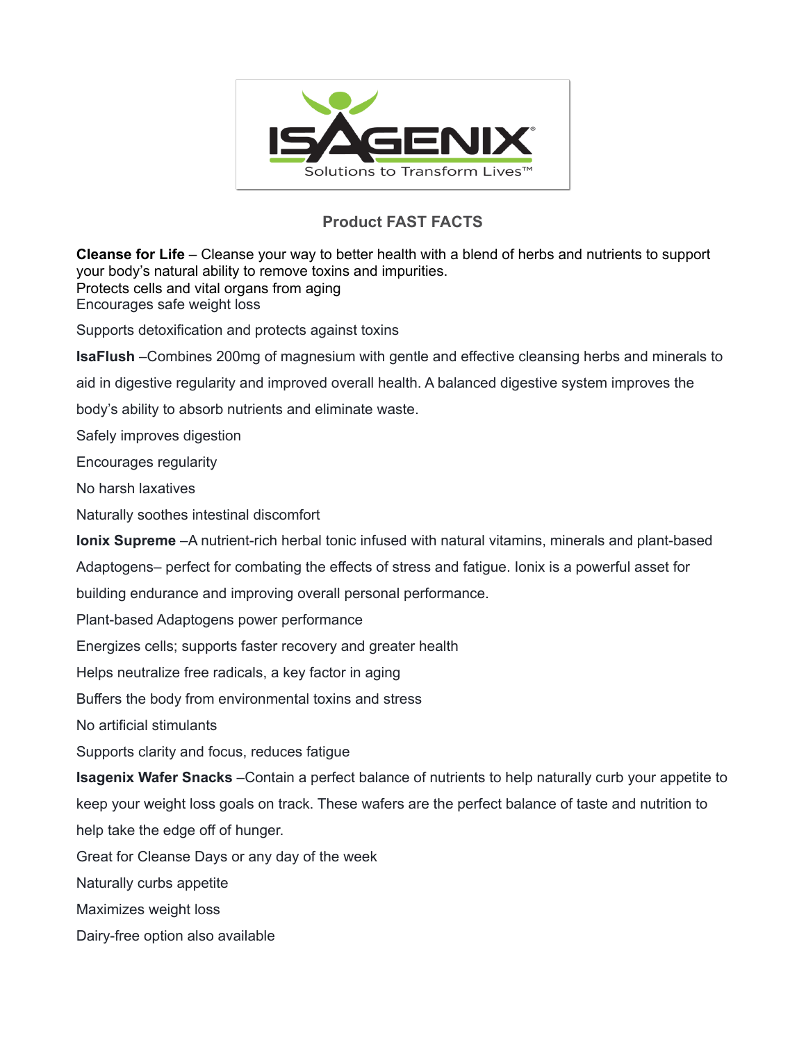ISAGENIX

Solutions to Transform Lives™

## Product FAST FACTS

**Cleanse for Life** – Cleanse your way to better health with a blend of herbs and nutrients to support your body's natural ability to remove toxins and impurities.
Protects cells and vital organs from aging
Encourages safe weight loss

Supports detoxification and protects against toxins

**IsaFlush** –Combines 200mg of magnesium with gentle and effective cleansing herbs and minerals to aid in digestive regularity and improved overall health. A balanced digestive system improves the body's ability to absorb nutrients and eliminate waste.

Safely improves digestion

Encourages regularity

No harsh laxatives

Naturally soothes intestinal discomfort

**Ionix Supreme** –A nutrient-rich herbal tonic infused with natural vitamins, minerals and plant-based Adaptogens– perfect for combating the effects of stress and fatigue. Ionix is a powerful asset for building endurance and improving overall personal performance.

Plant-based Adaptogens power performance

Energizes cells; supports faster recovery and greater health

Helps neutralize free radicals, a key factor in aging

Buffers the body from environmental toxins and stress

No artificial stimulants

Supports clarity and focus, reduces fatigue

**Isagenix Wafer Snacks** –Contain a perfect balance of nutrients to help naturally curb your appetite to keep your weight loss goals on track. These wafers are the perfect balance of taste and nutrition to help take the edge off of hunger.

Great for Cleanse Days or any day of the week

Naturally curbs appetite

Maximizes weight loss

Dairy-free option also available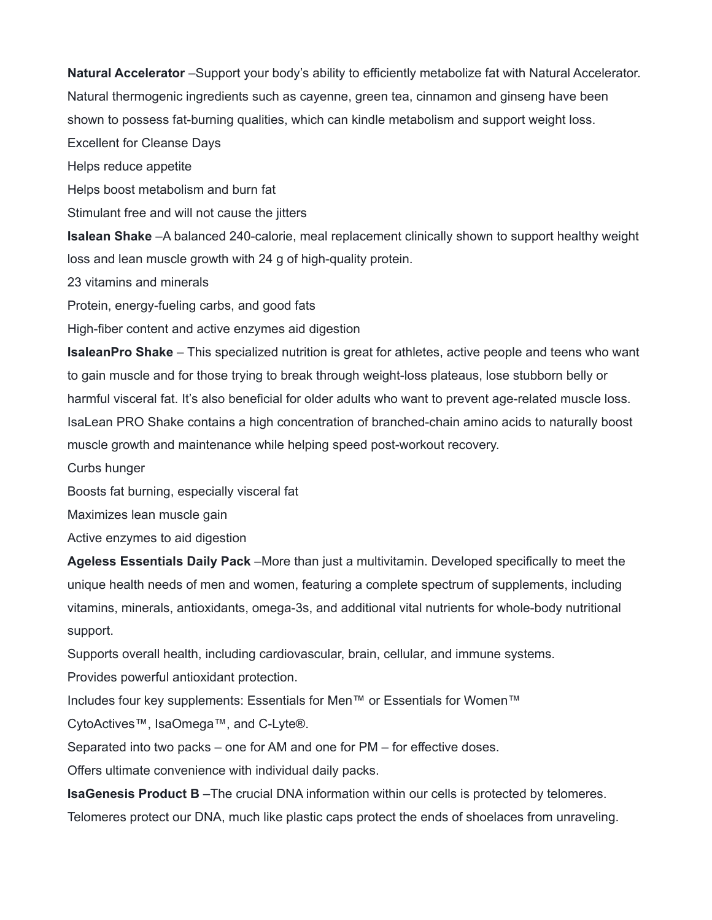**Natural Accelerator** –Support your body's ability to efficiently metabolize fat with Natural Accelerator. Natural thermogenic ingredients such as cayenne, green tea, cinnamon and ginseng have been shown to possess fat-burning qualities, which can kindle metabolism and support weight loss.

Excellent for Cleanse Days

Helps reduce appetite

Helps boost metabolism and burn fat

Stimulant free and will not cause the jitters

**Isalean Shake** –A balanced 240-calorie, meal replacement clinically shown to support healthy weight loss and lean muscle growth with 24 g of high-quality protein.

23 vitamins and minerals

Protein, energy-fueling carbs, and good fats

High-fiber content and active enzymes aid digestion

**IsaleanPro Shake** – This specialized nutrition is great for athletes, active people and teens who want to gain muscle and for those trying to break through weight-loss plateaus, lose stubborn belly or harmful visceral fat. It's also beneficial for older adults who want to prevent age-related muscle loss. IsaLean PRO Shake contains a high concentration of branched-chain amino acids to naturally boost muscle growth and maintenance while helping speed post-workout recovery.

Curbs hunger

Boosts fat burning, especially visceral fat

Maximizes lean muscle gain

Active enzymes to aid digestion

**Ageless Essentials Daily Pack** –More than just a multivitamin. Developed specifically to meet the unique health needs of men and women, featuring a complete spectrum of supplements, including vitamins, minerals, antioxidants, omega-3s, and additional vital nutrients for whole-body nutritional support.

Supports overall health, including cardiovascular, brain, cellular, and immune systems.

Provides powerful antioxidant protection.

Includes four key supplements: Essentials for Men™ or Essentials for Women™

CytoActives™, IsaOmega™, and C-Lyte®.

Separated into two packs – one for AM and one for PM – for effective doses.

Offers ultimate convenience with individual daily packs.

**IsaGenesis Product B** –The crucial DNA information within our cells is protected by telomeres. Telomeres protect our DNA, much like plastic caps protect the ends of shoelaces from unraveling.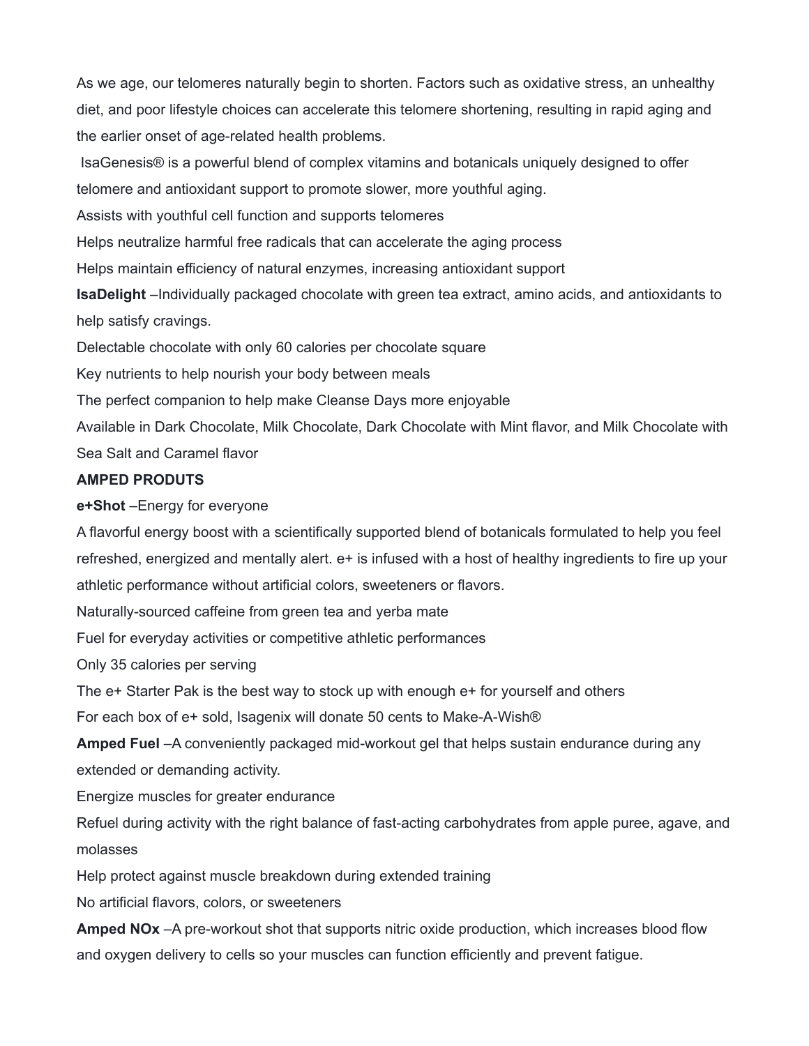As we age, our telomeres naturally begin to shorten. Factors such as oxidative stress, an unhealthy diet, and poor lifestyle choices can accelerate this telomere shortening, resulting in rapid aging and the earlier onset of age-related health problems.

IsaGenesis® is a powerful blend of complex vitamins and botanicals uniquely designed to offer telomere and antioxidant support to promote slower, more youthful aging.

Assists with youthful cell function and supports telomeres

Helps neutralize harmful free radicals that can accelerate the aging process

Helps maintain efficiency of natural enzymes, increasing antioxidant support

**IsaDelight** –Individually packaged chocolate with green tea extract, amino acids, and antioxidants to help satisfy cravings.

Delectable chocolate with only 60 calories per chocolate square

Key nutrients to help nourish your body between meals

The perfect companion to help make Cleanse Days more enjoyable

Available in Dark Chocolate, Milk Chocolate, Dark Chocolate with Mint flavor, and Milk Chocolate with Sea Salt and Caramel flavor

**AMPED PRODUTS**

**e+Shot** –Energy for everyone

A flavorful energy boost with a scientifically supported blend of botanicals formulated to help you feel refreshed, energized and mentally alert. e+ is infused with a host of healthy ingredients to fire up your athletic performance without artificial colors, sweeteners or flavors.

Naturally-sourced caffeine from green tea and yerba mate

Fuel for everyday activities or competitive athletic performances

Only 35 calories per serving

The e+ Starter Pak is the best way to stock up with enough e+ for yourself and others

For each box of e+ sold, Isagenix will donate 50 cents to Make-A-Wish®

**Amped Fuel** –A conveniently packaged mid-workout gel that helps sustain endurance during any extended or demanding activity.

Energize muscles for greater endurance

Refuel during activity with the right balance of fast-acting carbohydrates from apple puree, agave, and molasses

Help protect against muscle breakdown during extended training

No artificial flavors, colors, or sweeteners

**Amped NOx** –A pre-workout shot that supports nitric oxide production, which increases blood flow and oxygen delivery to cells so your muscles can function efficiently and prevent fatigue.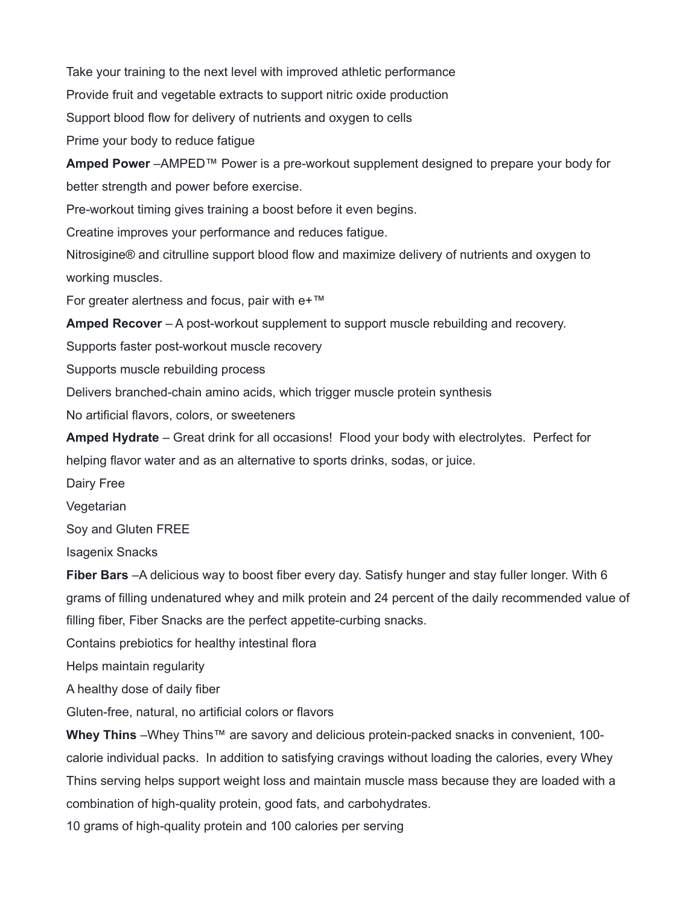Take your training to the next level with improved athletic performance

Provide fruit and vegetable extracts to support nitric oxide production

Support blood flow for delivery of nutrients and oxygen to cells

Prime your body to reduce fatigue

**Amped Power** –AMPED™ Power is a pre-workout supplement designed to prepare your body for better strength and power before exercise.

Pre-workout timing gives training a boost before it even begins.

Creatine improves your performance and reduces fatigue.

Nitrosigine® and citrulline support blood flow and maximize delivery of nutrients and oxygen to working muscles.

For greater alertness and focus, pair with e+™

**Amped Recover** – A post-workout supplement to support muscle rebuilding and recovery.

Supports faster post-workout muscle recovery

Supports muscle rebuilding process

Delivers branched-chain amino acids, which trigger muscle protein synthesis

No artificial flavors, colors, or sweeteners

**Amped Hydrate** – Great drink for all occasions!  Flood your body with electrolytes.  Perfect for helping flavor water and as an alternative to sports drinks, sodas, or juice.

Dairy Free

Vegetarian

Soy and Gluten FREE

Isagenix Snacks

**Fiber Bars** –A delicious way to boost fiber every day. Satisfy hunger and stay fuller longer. With 6 grams of filling undenatured whey and milk protein and 24 percent of the daily recommended value of filling fiber, Fiber Snacks are the perfect appetite-curbing snacks.

Contains prebiotics for healthy intestinal flora

Helps maintain regularity

A healthy dose of daily fiber

Gluten-free, natural, no artificial colors or flavors

**Whey Thins** –Whey Thins™ are savory and delicious protein-packed snacks in convenient, 100-calorie individual packs.  In addition to satisfying cravings without loading the calories, every Whey Thins serving helps support weight loss and maintain muscle mass because they are loaded with a combination of high-quality protein, good fats, and carbohydrates.

10 grams of high-quality protein and 100 calories per serving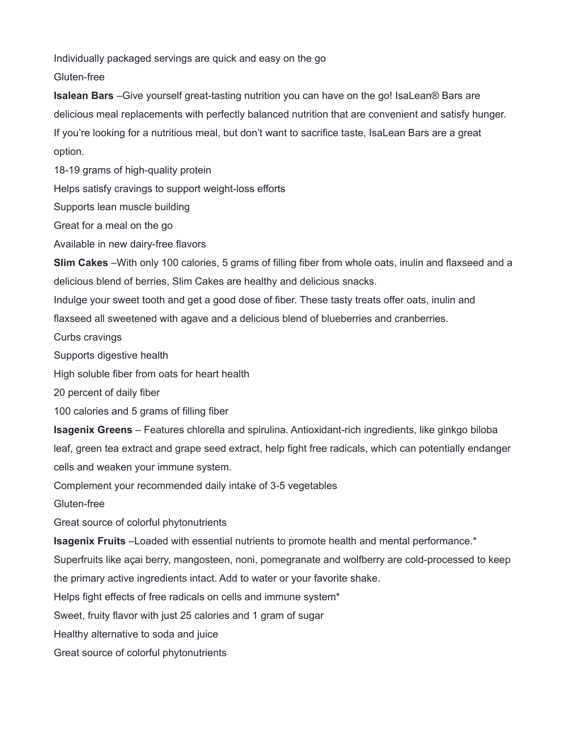Individually packaged servings are quick and easy on the go

Gluten-free

**Isalean Bars** –Give yourself great-tasting nutrition you can have on the go! IsaLean® Bars are delicious meal replacements with perfectly balanced nutrition that are convenient and satisfy hunger. If you're looking for a nutritious meal, but don't want to sacrifice taste, IsaLean Bars are a great option.

18-19 grams of high-quality protein

Helps satisfy cravings to support weight-loss efforts

Supports lean muscle building

Great for a meal on the go

Available in new dairy-free flavors

**Slim Cakes** –With only 100 calories, 5 grams of filling fiber from whole oats, inulin and flaxseed and a delicious blend of berries, Slim Cakes are healthy and delicious snacks.

Indulge your sweet tooth and get a good dose of fiber. These tasty treats offer oats, inulin and flaxseed all sweetened with agave and a delicious blend of blueberries and cranberries.

Curbs cravings

Supports digestive health

High soluble fiber from oats for heart health

20 percent of daily fiber

100 calories and 5 grams of filling fiber

**Isagenix Greens** – Features chlorella and spirulina. Antioxidant-rich ingredients, like ginkgo biloba leaf, green tea extract and grape seed extract, help fight free radicals, which can potentially endanger cells and weaken your immune system.

Complement your recommended daily intake of 3-5 vegetables

Gluten-free

Great source of colorful phytonutrients

**Isagenix Fruits** –Loaded with essential nutrients to promote health and mental performance.*

Superfruits like açai berry, mangosteen, noni, pomegranate and wolfberry are cold-processed to keep the primary active ingredients intact. Add to water or your favorite shake.

Helps fight effects of free radicals on cells and immune system*

Sweet, fruity flavor with just 25 calories and 1 gram of sugar

Healthy alternative to soda and juice

Great source of colorful phytonutrients